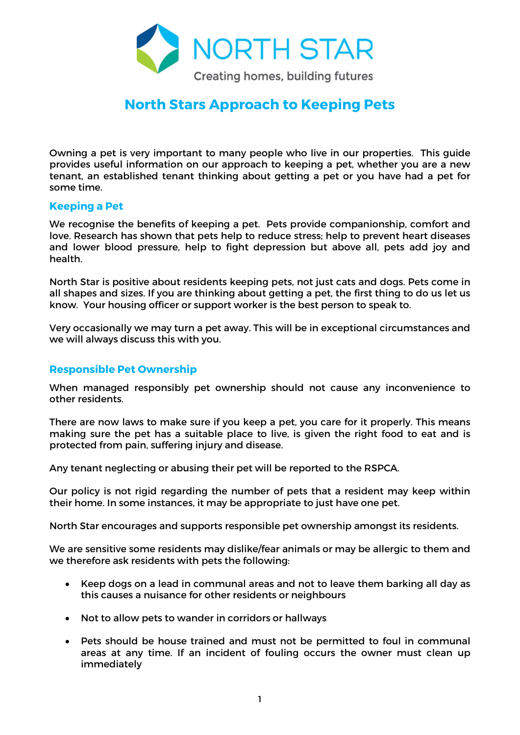NORTH STAR

Creating homes, building futures

# North Stars Approach to Keeping Pets

Owning a pet is very important to many people who live in our properties. This guide provides useful information on our approach to keeping a pet, whether you are a new tenant, an established tenant thinking about getting a pet or you have had a pet for some time.

## Keeping a Pet

We recognise the benefits of keeping a pet. Pets provide companionship, comfort and love. Research has shown that pets help to reduce stress; help to prevent heart diseases and lower blood pressure, help to fight depression but above all, pets add joy and health.

North Star is positive about residents keeping pets, not just cats and dogs. Pets come in all shapes and sizes. If you are thinking about getting a pet, the first thing to do us let us know. Your housing officer or support worker is the best person to speak to.

Very occasionally we may turn a pet away. This will be in exceptional circumstances and we will always discuss this with you.

## Responsible Pet Ownership

When managed responsibly pet ownership should not cause any inconvenience to other residents.

There are now laws to make sure if you keep a pet, you care for it properly. This means making sure the pet has a suitable place to live, is given the right food to eat and is protected from pain, suffering injury and disease.

Any tenant neglecting or abusing their pet will be reported to the RSPCA.

Our policy is not rigid regarding the number of pets that a resident may keep within their home. In some instances, it may be appropriate to just have one pet.

North Star encourages and supports responsible pet ownership amongst its residents.

We are sensitive some residents may dislike/fear animals or may be allergic to them and we therefore ask residents with pets the following:

- Keep dogs on a lead in communal areas and not to leave them barking all day as this causes a nuisance for other residents or neighbours
- Not to allow pets to wander in corridors or hallways
- Pets should be house trained and must not be permitted to foul in communal areas at any time. If an incident of fouling occurs the owner must clean up immediately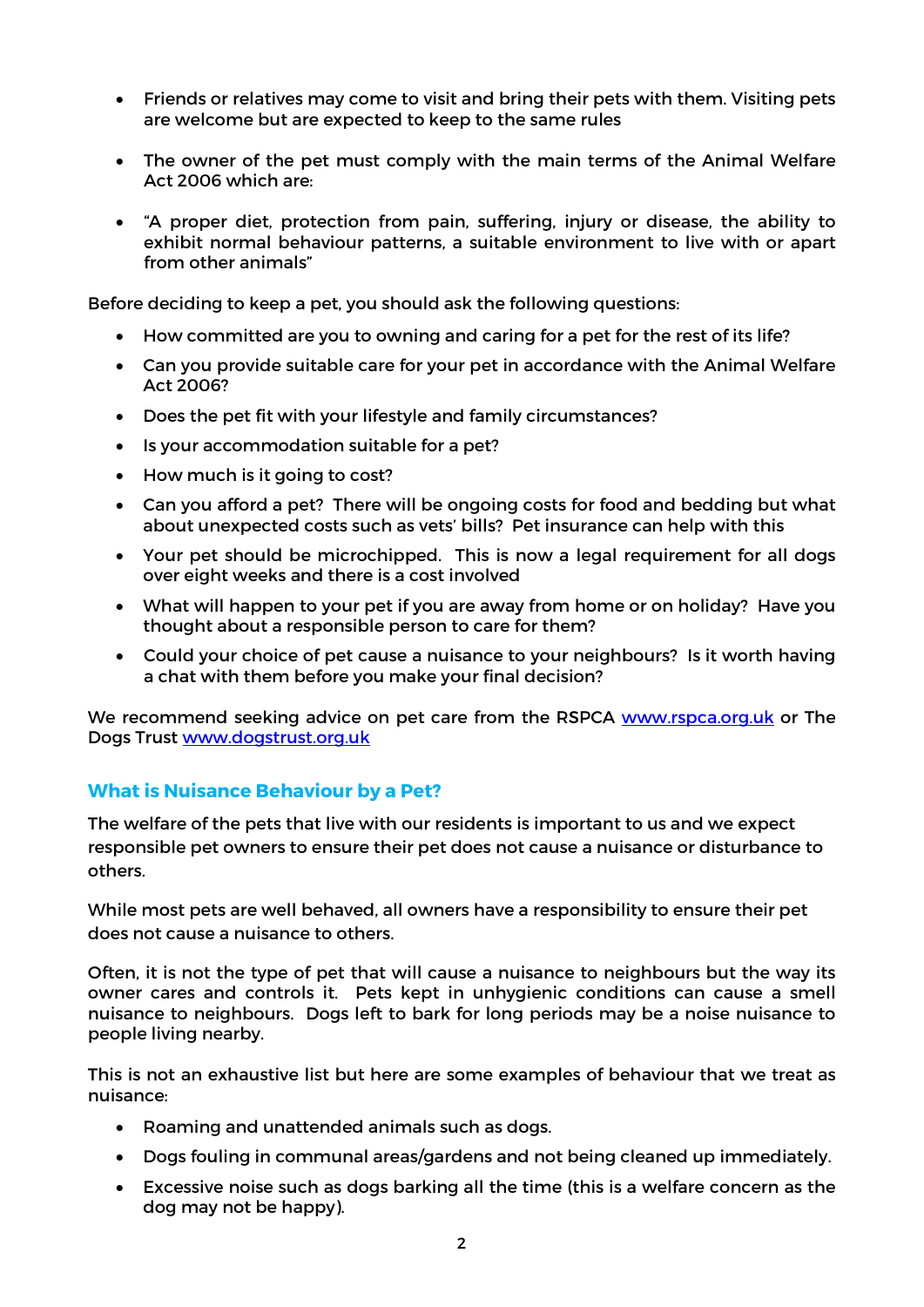- Friends or relatives may come to visit and bring their pets with them. Visiting pets are welcome but are expected to keep to the same rules
- The owner of the pet must comply with the main terms of the Animal Welfare Act 2006 which are:
- "A proper diet, protection from pain, suffering, injury or disease, the ability to exhibit normal behaviour patterns, a suitable environment to live with or apart from other animals"

Before deciding to keep a pet, you should ask the following questions:

- How committed are you to owning and caring for a pet for the rest of its life?
- Can you provide suitable care for your pet in accordance with the Animal Welfare Act 2006?
- Does the pet fit with your lifestyle and family circumstances?
- Is your accommodation suitable for a pet?
- How much is it going to cost?
- Can you afford a pet? There will be ongoing costs for food and bedding but what about unexpected costs such as vets' bills? Pet insurance can help with this
- Your pet should be microchipped. This is now a legal requirement for all dogs over eight weeks and there is a cost involved
- What will happen to your pet if you are away from home or on holiday? Have you thought about a responsible person to care for them?
- Could your choice of pet cause a nuisance to your neighbours? Is it worth having a chat with them before you make your final decision?

We recommend seeking advice on pet care from the RSPCA [www.rspca.org.uk](www.rspca.org.uk) or The Dogs Trust [www.dogstrust.org.uk](www.dogstrust.org.uk)

## What is Nuisance Behaviour by a Pet?

The welfare of the pets that live with our residents is important to us and we expect responsible pet owners to ensure their pet does not cause a nuisance or disturbance to others.

While most pets are well behaved, all owners have a responsibility to ensure their pet does not cause a nuisance to others.

Often, it is not the type of pet that will cause a nuisance to neighbours but the way its owner cares and controls it. Pets kept in unhygienic conditions can cause a smell nuisance to neighbours. Dogs left to bark for long periods may be a noise nuisance to people living nearby.

This is not an exhaustive list but here are some examples of behaviour that we treat as nuisance:

- Roaming and unattended animals such as dogs.
- Dogs fouling in communal areas/gardens and not being cleaned up immediately.
- Excessive noise such as dogs barking all the time (this is a welfare concern as the dog may not be happy).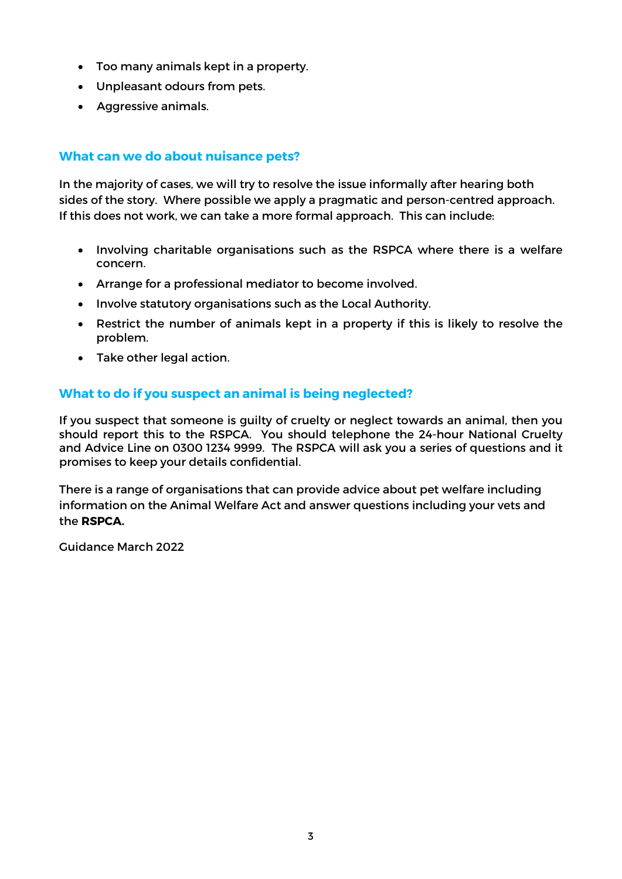- Too many animals kept in a property.
- Unpleasant odours from pets.
- Aggressive animals.

## What can we do about nuisance pets?

In the majority of cases, we will try to resolve the issue informally after hearing both sides of the story. Where possible we apply a pragmatic and person-centred approach. If this does not work, we can take a more formal approach. This can include:

- Involving charitable organisations such as the RSPCA where there is a welfare concern.
- Arrange for a professional mediator to become involved.
- Involve statutory organisations such as the Local Authority.
- Restrict the number of animals kept in a property if this is likely to resolve the problem.
- Take other legal action.

## What to do if you suspect an animal is being neglected?

If you suspect that someone is guilty of cruelty or neglect towards an animal, then you should report this to the RSPCA. You should telephone the 24-hour National Cruelty and Advice Line on 0300 1234 9999. The RSPCA will ask you a series of questions and it promises to keep your details confidential.

There is a range of organisations that can provide advice about pet welfare including information on the Animal Welfare Act and answer questions including your vets and the **RSPCA.**

Guidance March 2022